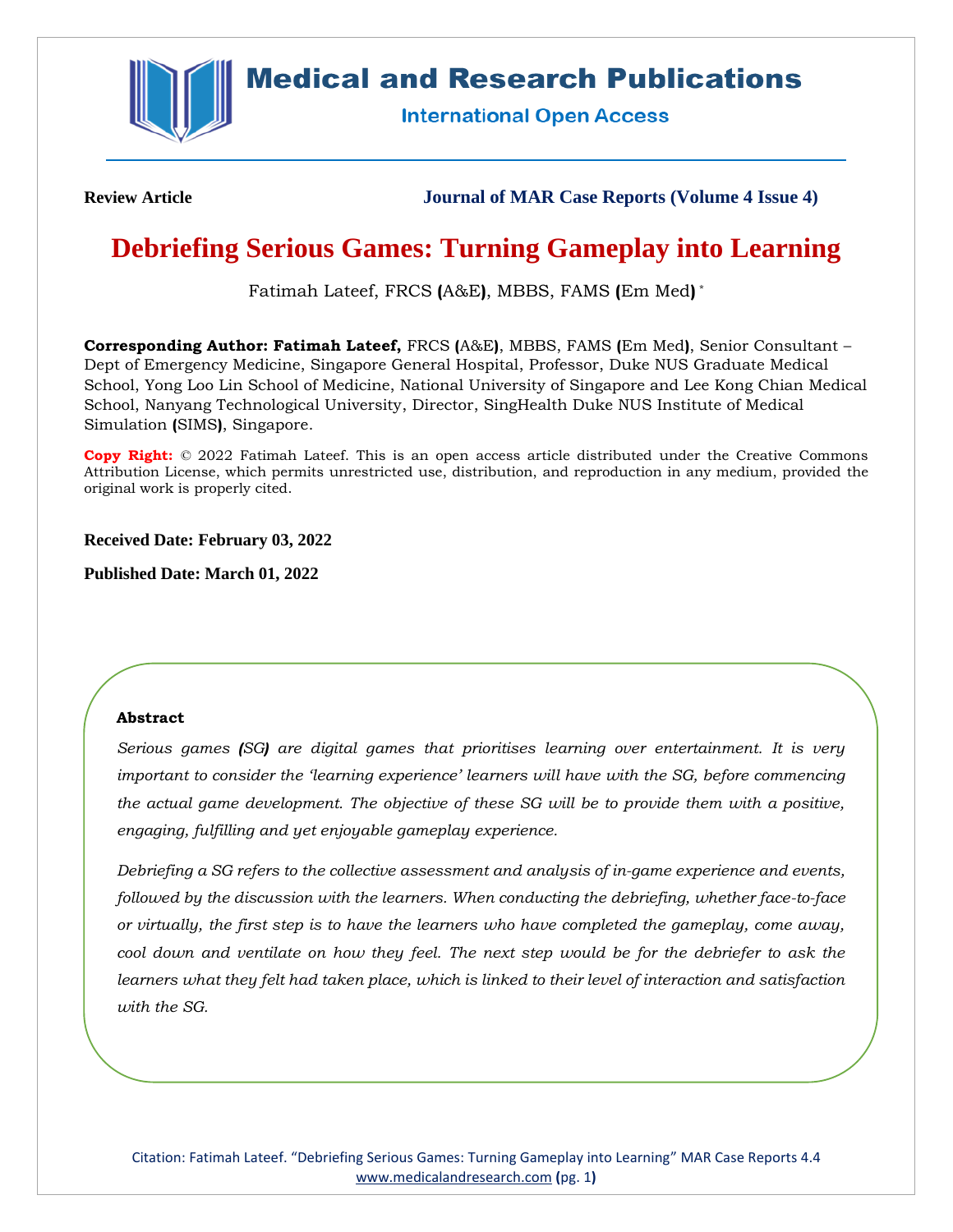**Review Article** — **Journal of MAR Case Reports (Volume 4 Issue 4)**

# Debriefing Serious Games: Turning Gameplay into Learning

Fatimah Lateef, FRCS (A&E), MBBS, FAMS (Em Med) *

**Corresponding Author: Fatimah Lateef,** FRCS (A&E), MBBS, FAMS (Em Med), Senior Consultant – Dept of Emergency Medicine, Singapore General Hospital, Professor, Duke NUS Graduate Medical School, Yong Loo Lin School of Medicine, National University of Singapore and Lee Kong Chian Medical School, Nanyang Technological University, Director, SingHealth Duke NUS Institute of Medical Simulation (SIMS), Singapore.

**Copy Right:** © 2022 Fatimah Lateef. This is an open access article distributed under the Creative Commons Attribution License, which permits unrestricted use, distribution, and reproduction in any medium, provided the original work is properly cited.

**Received Date: February 03, 2022**

**Published Date: March 01, 2022**

### Abstract

*Serious games (SG) are digital games that prioritises learning over entertainment. It is very important to consider the 'learning experience' learners will have with the SG, before commencing the actual game development. The objective of these SG will be to provide them with a positive, engaging, fulfilling and yet enjoyable gameplay experience.*

*Debriefing a SG refers to the collective assessment and analysis of in-game experience and events, followed by the discussion with the learners. When conducting the debriefing, whether face-to-face or virtually, the first step is to have the learners who have completed the gameplay, come away, cool down and ventilate on how they feel. The next step would be for the debriefer to ask the learners what they felt had taken place, which is linked to their level of interaction and satisfaction with the SG.*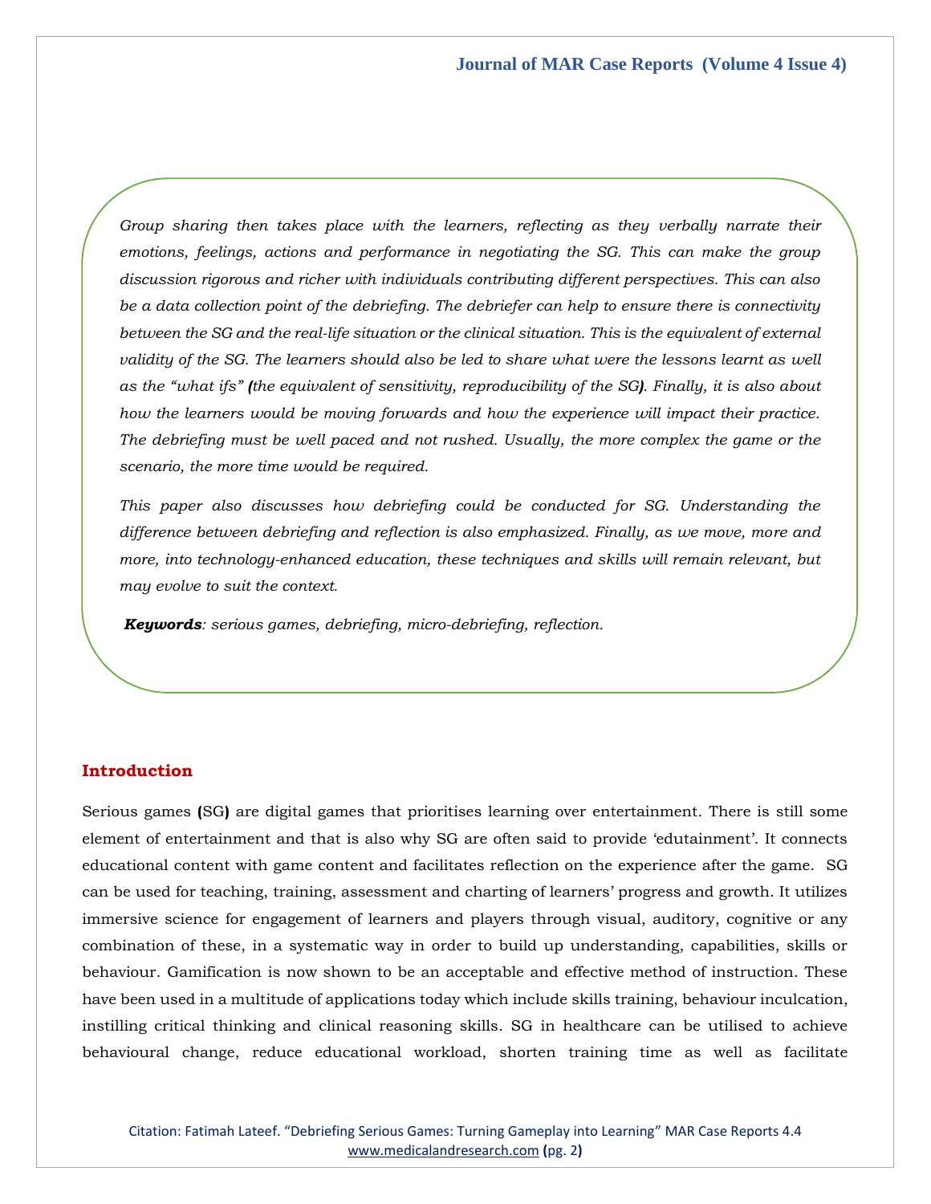*Group sharing then takes place with the learners, reflecting as they verbally narrate their emotions, feelings, actions and performance in negotiating the SG. This can make the group discussion rigorous and richer with individuals contributing different perspectives. This can also be a data collection point of the debriefing. The debriefer can help to ensure there is connectivity between the SG and the real-life situation or the clinical situation. This is the equivalent of external validity of the SG. The learners should also be led to share what were the lessons learnt as well as the "what ifs" (the equivalent of sensitivity, reproducibility of the SG). Finally, it is also about how the learners would be moving forwards and how the experience will impact their practice. The debriefing must be well paced and not rushed. Usually, the more complex the game or the scenario, the more time would be required.*

*This paper also discusses how debriefing could be conducted for SG. Understanding the difference between debriefing and reflection is also emphasized. Finally, as we move, more and more, into technology-enhanced education, these techniques and skills will remain relevant, but may evolve to suit the context.*

***Keywords**: serious games, debriefing, micro-debriefing, reflection.*

## Introduction

Serious games (SG) are digital games that prioritises learning over entertainment. There is still some element of entertainment and that is also why SG are often said to provide 'edutainment'. It connects educational content with game content and facilitates reflection on the experience after the game. SG can be used for teaching, training, assessment and charting of learners' progress and growth. It utilizes immersive science for engagement of learners and players through visual, auditory, cognitive or any combination of these, in a systematic way in order to build up understanding, capabilities, skills or behaviour. Gamification is now shown to be an acceptable and effective method of instruction. These have been used in a multitude of applications today which include skills training, behaviour inculcation, instilling critical thinking and clinical reasoning skills. SG in healthcare can be utilised to achieve behavioural change, reduce educational workload, shorten training time as well as facilitate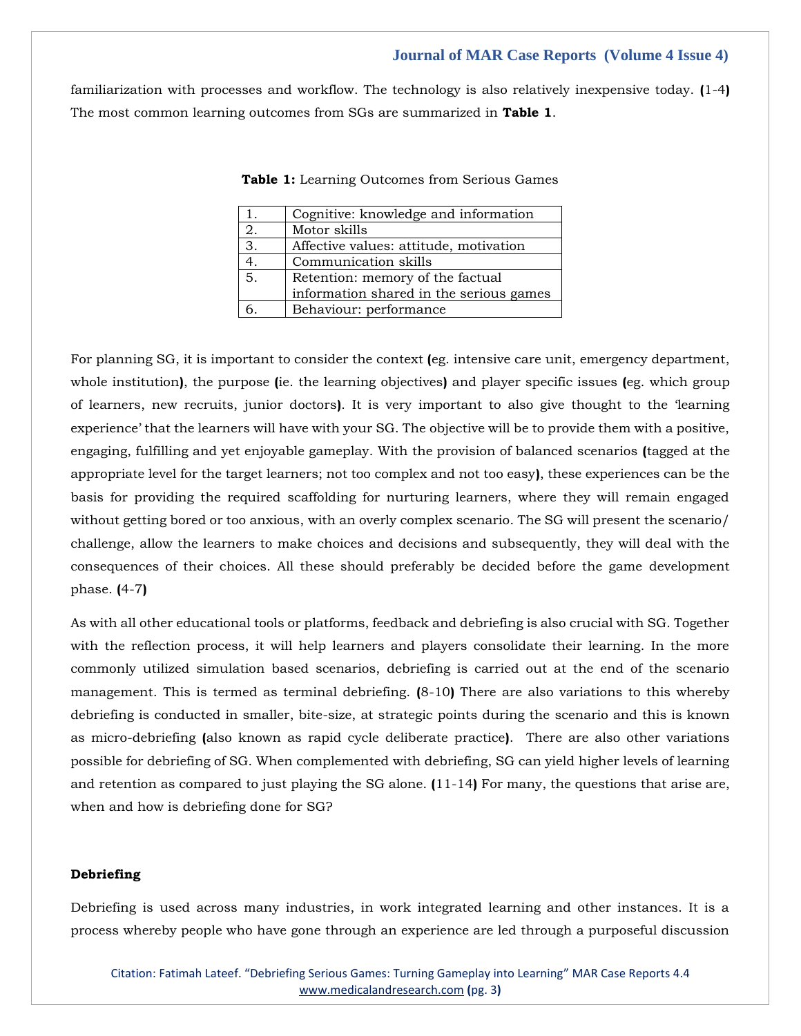familiarization with processes and workflow. The technology is also relatively inexpensive today. (1-4) The most common learning outcomes from SGs are summarized in **Table 1**.

**Table 1:** Learning Outcomes from Serious Games

| | |
|---|---|
| 1. | Cognitive: knowledge and information |
| 2. | Motor skills |
| 3. | Affective values: attitude, motivation |
| 4. | Communication skills |
| 5. | Retention: memory of the factual information shared in the serious games |
| 6. | Behaviour: performance |

For planning SG, it is important to consider the context (eg. intensive care unit, emergency department, whole institution), the purpose (ie. the learning objectives) and player specific issues (eg. which group of learners, new recruits, junior doctors). It is very important to also give thought to the 'learning experience' that the learners will have with your SG. The objective will be to provide them with a positive, engaging, fulfilling and yet enjoyable gameplay. With the provision of balanced scenarios (tagged at the appropriate level for the target learners; not too complex and not too easy), these experiences can be the basis for providing the required scaffolding for nurturing learners, where they will remain engaged without getting bored or too anxious, with an overly complex scenario. The SG will present the scenario/ challenge, allow the learners to make choices and decisions and subsequently, they will deal with the consequences of their choices. All these should preferably be decided before the game development phase. (4-7)

As with all other educational tools or platforms, feedback and debriefing is also crucial with SG. Together with the reflection process, it will help learners and players consolidate their learning. In the more commonly utilized simulation based scenarios, debriefing is carried out at the end of the scenario management. This is termed as terminal debriefing. (8-10) There are also variations to this whereby debriefing is conducted in smaller, bite-size, at strategic points during the scenario and this is known as micro-debriefing (also known as rapid cycle deliberate practice). There are also other variations possible for debriefing of SG. When complemented with debriefing, SG can yield higher levels of learning and retention as compared to just playing the SG alone. (11-14) For many, the questions that arise are, when and how is debriefing done for SG?

**Debriefing**

Debriefing is used across many industries, in work integrated learning and other instances. It is a process whereby people who have gone through an experience are led through a purposeful discussion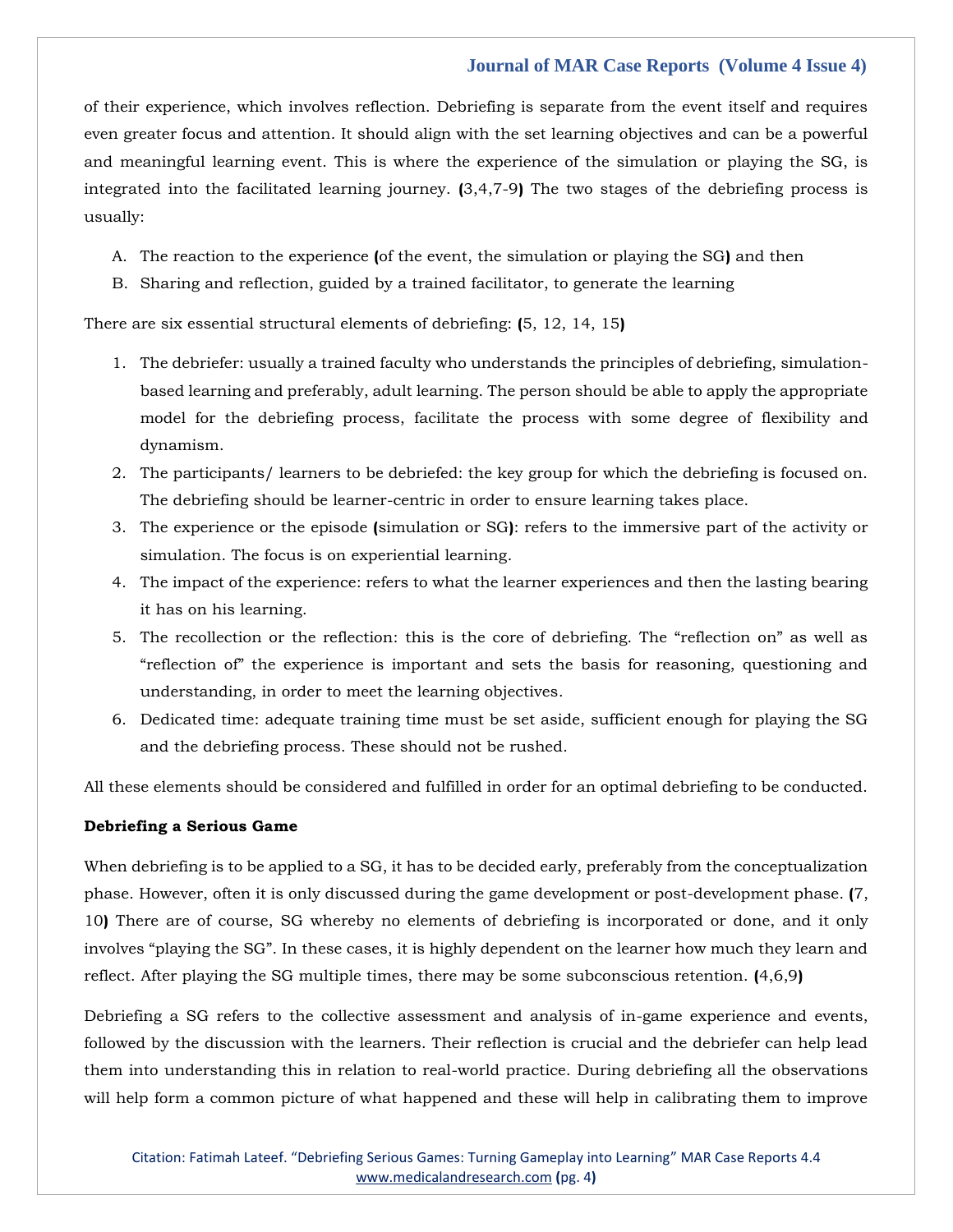of their experience, which involves reflection. Debriefing is separate from the event itself and requires even greater focus and attention. It should align with the set learning objectives and can be a powerful and meaningful learning event. This is where the experience of the simulation or playing the SG, is integrated into the facilitated learning journey. (3,4,7-9) The two stages of the debriefing process is usually:

A. The reaction to the experience (of the event, the simulation or playing the SG) and then
B. Sharing and reflection, guided by a trained facilitator, to generate the learning

There are six essential structural elements of debriefing: (5, 12, 14, 15)

1. The debriefer: usually a trained faculty who understands the principles of debriefing, simulation-based learning and preferably, adult learning. The person should be able to apply the appropriate model for the debriefing process, facilitate the process with some degree of flexibility and dynamism.
2. The participants/ learners to be debriefed: the key group for which the debriefing is focused on. The debriefing should be learner-centric in order to ensure learning takes place.
3. The experience or the episode (simulation or SG): refers to the immersive part of the activity or simulation. The focus is on experiential learning.
4. The impact of the experience: refers to what the learner experiences and then the lasting bearing it has on his learning.
5. The recollection or the reflection: this is the core of debriefing. The "reflection on" as well as "reflection of" the experience is important and sets the basis for reasoning, questioning and understanding, in order to meet the learning objectives.
6. Dedicated time: adequate training time must be set aside, sufficient enough for playing the SG and the debriefing process. These should not be rushed.

All these elements should be considered and fulfilled in order for an optimal debriefing to be conducted.

**Debriefing a Serious Game**

When debriefing is to be applied to a SG, it has to be decided early, preferably from the conceptualization phase. However, often it is only discussed during the game development or post-development phase. (7, 10) There are of course, SG whereby no elements of debriefing is incorporated or done, and it only involves "playing the SG". In these cases, it is highly dependent on the learner how much they learn and reflect. After playing the SG multiple times, there may be some subconscious retention. (4,6,9)

Debriefing a SG refers to the collective assessment and analysis of in-game experience and events, followed by the discussion with the learners. Their reflection is crucial and the debriefer can help lead them into understanding this in relation to real-world practice. During debriefing all the observations will help form a common picture of what happened and these will help in calibrating them to improve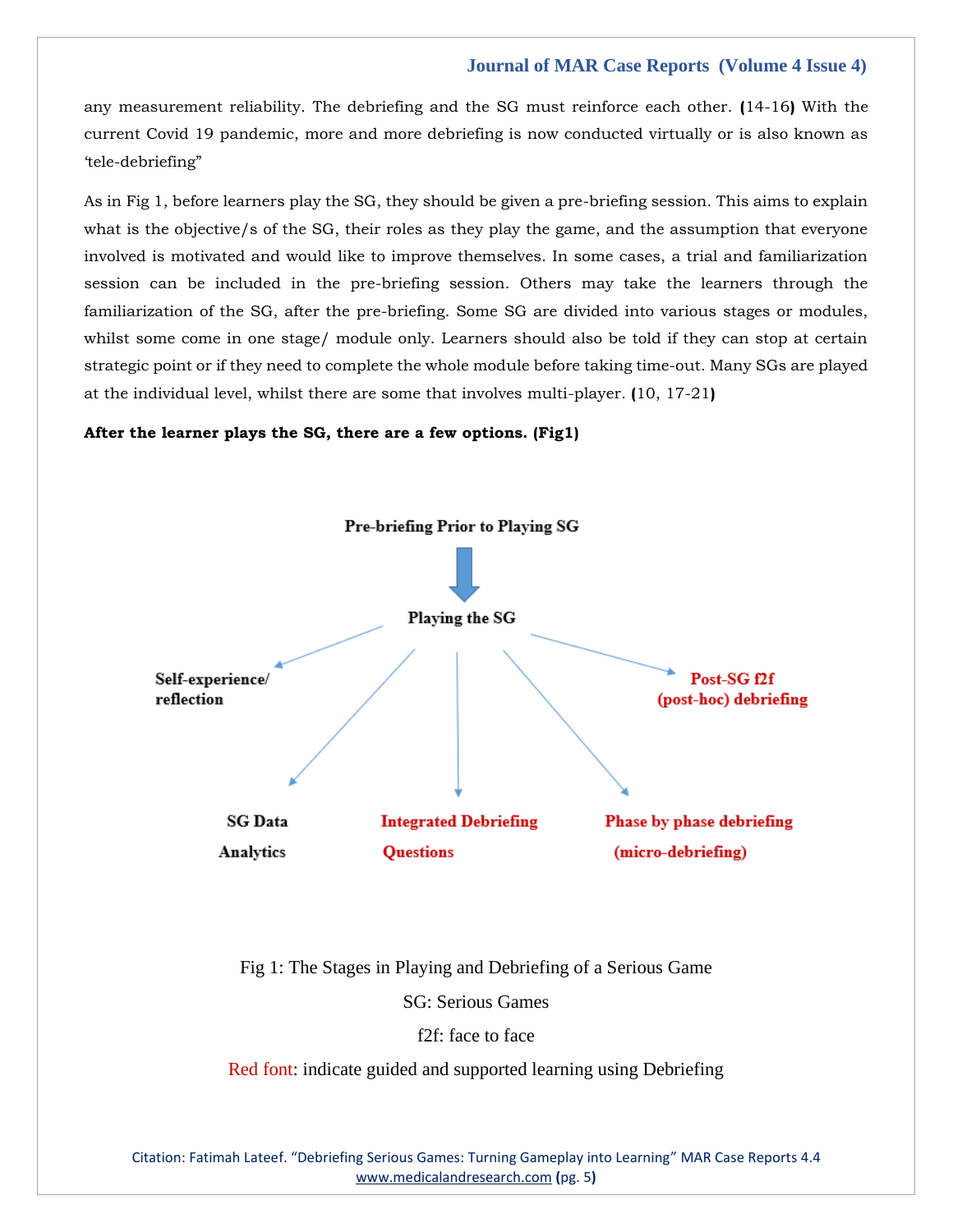any measurement reliability. The debriefing and the SG must reinforce each other. (14-16) With the current Covid 19 pandemic, more and more debriefing is now conducted virtually or is also known as 'tele-debriefing"

As in Fig 1, before learners play the SG, they should be given a pre-briefing session. This aims to explain what is the objective/s of the SG, their roles as they play the game, and the assumption that everyone involved is motivated and would like to improve themselves. In some cases, a trial and familiarization session can be included in the pre-briefing session. Others may take the learners through the familiarization of the SG, after the pre-briefing. Some SG are divided into various stages or modules, whilst some come in one stage/ module only. Learners should also be told if they can stop at certain strategic point or if they need to complete the whole module before taking time-out. Many SGs are played at the individual level, whilst there are some that involves multi-player. (10, 17-21)

**After the learner plays the SG, there are a few options. (Fig1)**

Pre-briefing Prior to Playing SG

Playing the SG

Self-experience/ reflection

Post-SG f2f (post-hoc) debriefing

SG Data Analytics

Integrated Debriefing Questions

Phase by phase debriefing (micro-debriefing)

Fig 1: The Stages in Playing and Debriefing of a Serious Game

SG: Serious Games

f2f: face to face

Red font: indicate guided and supported learning using Debriefing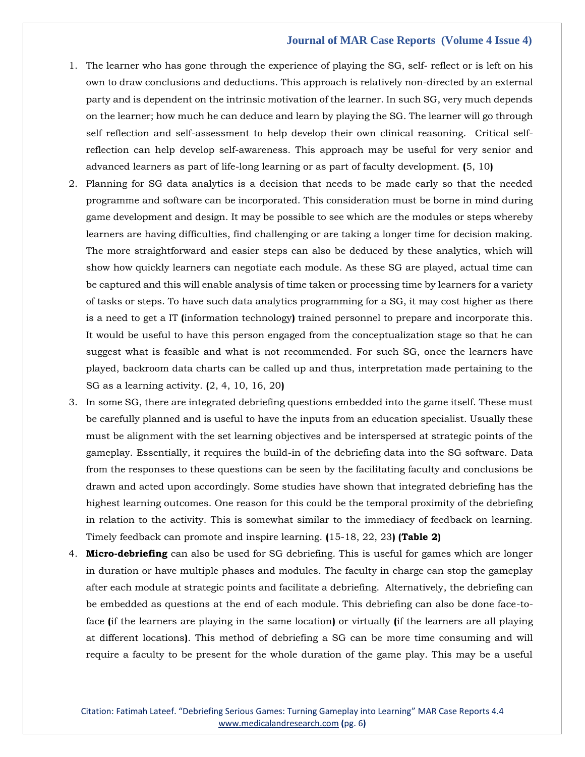1. The learner who has gone through the experience of playing the SG, self- reflect or is left on his own to draw conclusions and deductions. This approach is relatively non-directed by an external party and is dependent on the intrinsic motivation of the learner. In such SG, very much depends on the learner; how much he can deduce and learn by playing the SG. The learner will go through self reflection and self-assessment to help develop their own clinical reasoning. Critical self-reflection can help develop self-awareness. This approach may be useful for very senior and advanced learners as part of life-long learning or as part of faculty development. **(**5, 10**)**
2. Planning for SG data analytics is a decision that needs to be made early so that the needed programme and software can be incorporated. This consideration must be borne in mind during game development and design. It may be possible to see which are the modules or steps whereby learners are having difficulties, find challenging or are taking a longer time for decision making. The more straightforward and easier steps can also be deduced by these analytics, which will show how quickly learners can negotiate each module. As these SG are played, actual time can be captured and this will enable analysis of time taken or processing time by learners for a variety of tasks or steps. To have such data analytics programming for a SG, it may cost higher as there is a need to get a IT **(**information technology**)** trained personnel to prepare and incorporate this. It would be useful to have this person engaged from the conceptualization stage so that he can suggest what is feasible and what is not recommended. For such SG, once the learners have played, backroom data charts can be called up and thus, interpretation made pertaining to the SG as a learning activity. **(**2, 4, 10, 16, 20**)**
3. In some SG, there are integrated debriefing questions embedded into the game itself. These must be carefully planned and is useful to have the inputs from an education specialist. Usually these must be alignment with the set learning objectives and be interspersed at strategic points of the gameplay. Essentially, it requires the build-in of the debriefing data into the SG software. Data from the responses to these questions can be seen by the facilitating faculty and conclusions be drawn and acted upon accordingly. Some studies have shown that integrated debriefing has the highest learning outcomes. One reason for this could be the temporal proximity of the debriefing in relation to the activity. This is somewhat similar to the immediacy of feedback on learning. Timely feedback can promote and inspire learning. **(**15-18, 22, 23**) (Table 2)**
4. **Micro-debriefing** can also be used for SG debriefing. This is useful for games which are longer in duration or have multiple phases and modules. The faculty in charge can stop the gameplay after each module at strategic points and facilitate a debriefing. Alternatively, the debriefing can be embedded as questions at the end of each module. This debriefing can also be done face-to-face **(**if the learners are playing in the same location**)** or virtually **(**if the learners are all playing at different locations**)**. This method of debriefing a SG can be more time consuming and will require a faculty to be present for the whole duration of the game play. This may be a useful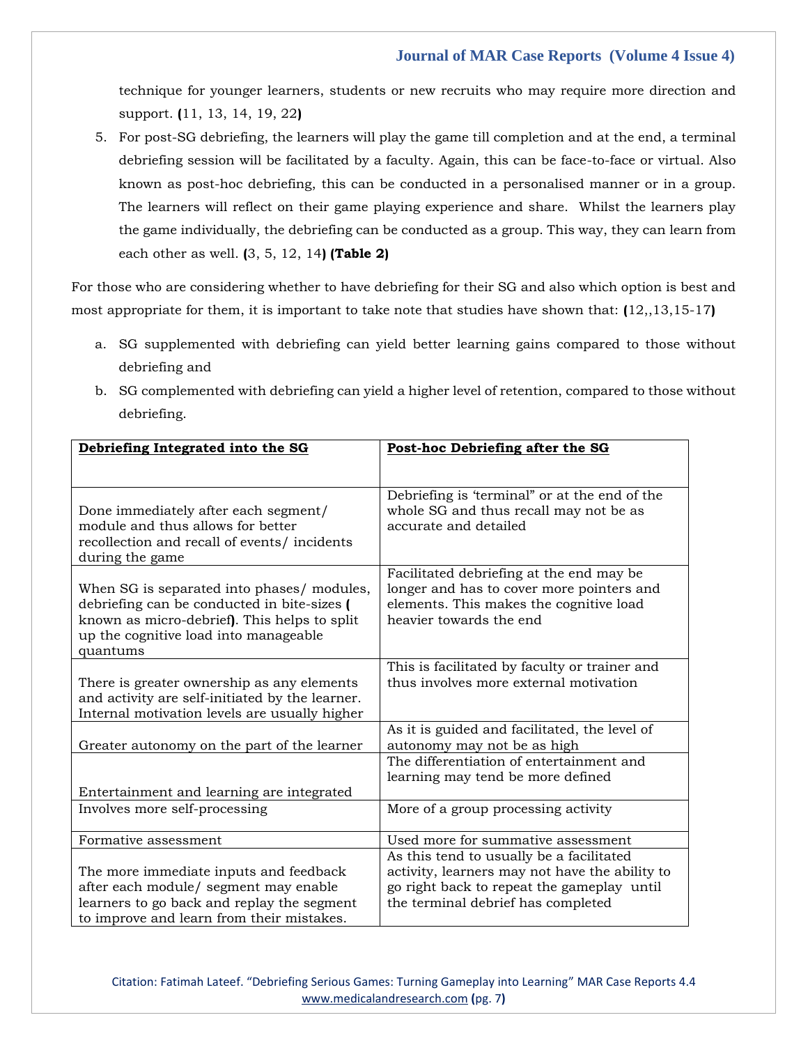technique for younger learners, students or new recruits who may require more direction and support. **(**11, 13, 14, 19, 22**)**

5. For post-SG debriefing, the learners will play the game till completion and at the end, a terminal debriefing session will be facilitated by a faculty. Again, this can be face-to-face or virtual. Also known as post-hoc debriefing, this can be conducted in a personalised manner or in a group. The learners will reflect on their game playing experience and share. Whilst the learners play the game individually, the debriefing can be conducted as a group. This way, they can learn from each other as well. **(**3, 5, 12, 14**) (Table 2)**

For those who are considering whether to have debriefing for their SG and also which option is best and most appropriate for them, it is important to take note that studies have shown that: **(**12,,13,15-17**)**

a. SG supplemented with debriefing can yield better learning gains compared to those without debriefing and
b. SG complemented with debriefing can yield a higher level of retention, compared to those without debriefing.

| **Debriefing Integrated into the SG** | **Post-hoc Debriefing after the SG** |
|---|---|
| Done immediately after each segment/ module and thus allows for better recollection and recall of events/ incidents during the game | Debriefing is 'terminal" or at the end of the whole SG and thus recall may not be as accurate and detailed |
| When SG is separated into phases/ modules, debriefing can be conducted in bite-sizes **(** known as micro-debrief**)**. This helps to split up the cognitive load into manageable quantums | Facilitated debriefing at the end may be longer and has to cover more pointers and elements. This makes the cognitive load heavier towards the end |
| There is greater ownership as any elements and activity are self-initiated by the learner. Internal motivation levels are usually higher | This is facilitated by faculty or trainer and thus involves more external motivation |
| Greater autonomy on the part of the learner | As it is guided and facilitated, the level of autonomy may not be as high |
| Entertainment and learning are integrated | The differentiation of entertainment and learning may tend be more defined |
| Involves more self-processing | More of a group processing activity |
| Formative assessment | Used more for summative assessment |
| The more immediate inputs and feedback after each module/ segment may enable learners to go back and replay the segment to improve and learn from their mistakes. | As this tend to usually be a facilitated activity, learners may not have the ability to go right back to repeat the gameplay until the terminal debrief has completed |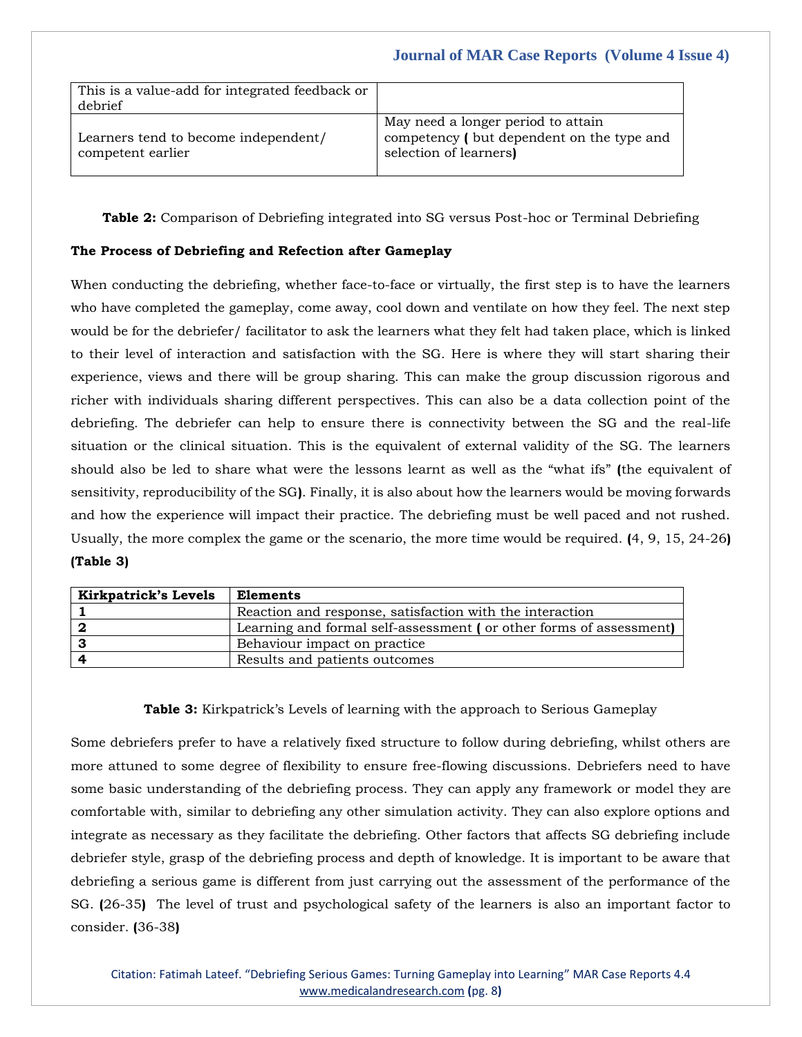| | |
|---|---|
| This is a value-add for integrated feedback or debrief | |
| Learners tend to become independent/ competent earlier | May need a longer period to attain competency ( but dependent on the type and selection of learners) |

**Table 2:** Comparison of Debriefing integrated into SG versus Post-hoc or Terminal Debriefing

**The Process of Debriefing and Refection after Gameplay**

When conducting the debriefing, whether face-to-face or virtually, the first step is to have the learners who have completed the gameplay, come away, cool down and ventilate on how they feel. The next step would be for the debriefer/ facilitator to ask the learners what they felt had taken place, which is linked to their level of interaction and satisfaction with the SG. Here is where they will start sharing their experience, views and there will be group sharing. This can make the group discussion rigorous and richer with individuals sharing different perspectives. This can also be a data collection point of the debriefing. The debriefer can help to ensure there is connectivity between the SG and the real-life situation or the clinical situation. This is the equivalent of external validity of the SG. The learners should also be led to share what were the lessons learnt as well as the "what ifs" (the equivalent of sensitivity, reproducibility of the SG). Finally, it is also about how the learners would be moving forwards and how the experience will impact their practice. The debriefing must be well paced and not rushed. Usually, the more complex the game or the scenario, the more time would be required. (4, 9, 15, 24-26) **(Table 3)**

| Kirkpatrick's Levels | Elements |
|---|---|
| **1** | Reaction and response, satisfaction with the interaction |
| **2** | Learning and formal self-assessment ( or other forms of assessment) |
| **3** | Behaviour impact on practice |
| **4** | Results and patients outcomes |

**Table 3:** Kirkpatrick's Levels of learning with the approach to Serious Gameplay

Some debriefers prefer to have a relatively fixed structure to follow during debriefing, whilst others are more attuned to some degree of flexibility to ensure free-flowing discussions. Debriefers need to have some basic understanding of the debriefing process. They can apply any framework or model they are comfortable with, similar to debriefing any other simulation activity. They can also explore options and integrate as necessary as they facilitate the debriefing. Other factors that affects SG debriefing include debriefer style, grasp of the debriefing process and depth of knowledge. It is important to be aware that debriefing a serious game is different from just carrying out the assessment of the performance of the SG. (26-35) The level of trust and psychological safety of the learners is also an important factor to consider. (36-38)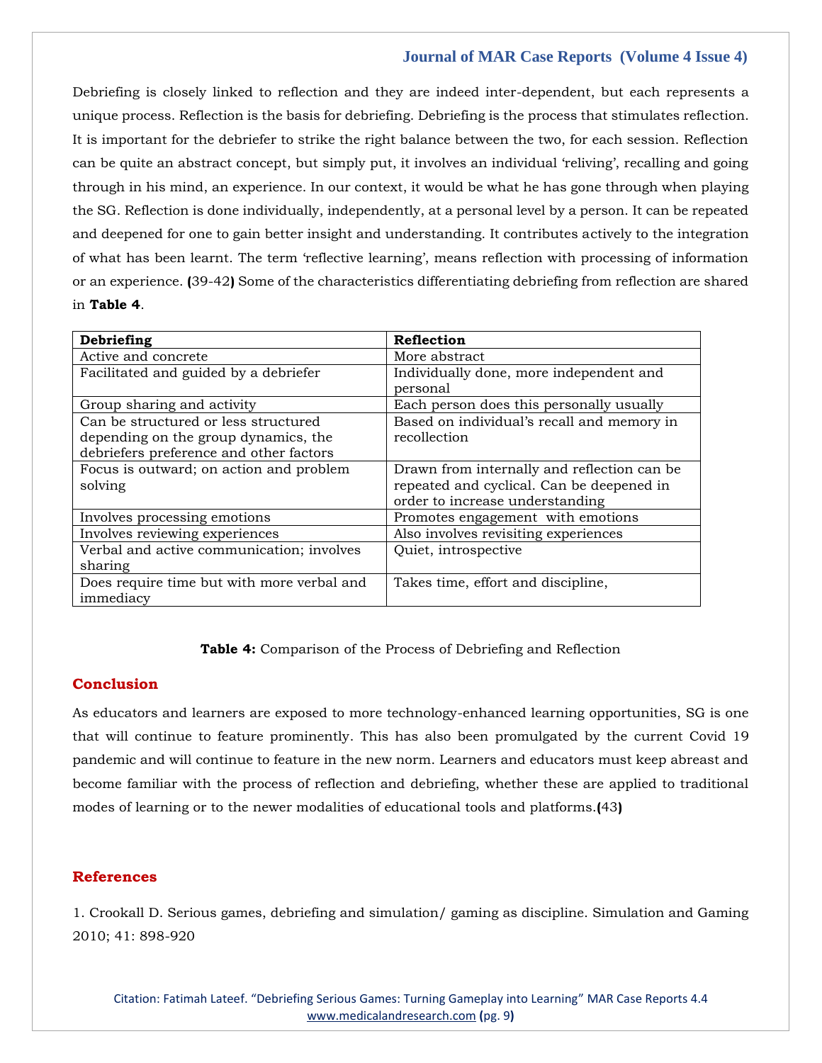Debriefing is closely linked to reflection and they are indeed inter-dependent, but each represents a unique process. Reflection is the basis for debriefing. Debriefing is the process that stimulates reflection. It is important for the debriefer to strike the right balance between the two, for each session. Reflection can be quite an abstract concept, but simply put, it involves an individual 'reliving', recalling and going through in his mind, an experience. In our context, it would be what he has gone through when playing the SG. Reflection is done individually, independently, at a personal level by a person. It can be repeated and deepened for one to gain better insight and understanding. It contributes actively to the integration of what has been learnt. The term 'reflective learning', means reflection with processing of information or an experience. **(**39-42**)** Some of the characteristics differentiating debriefing from reflection are shared in **Table 4**.

| **Debriefing** | **Reflection** |
|---|---|
| Active and concrete | More abstract |
| Facilitated and guided by a debriefer | Individually done, more independent and personal |
| Group sharing and activity | Each person does this personally usually |
| Can be structured or less structured depending on the group dynamics, the debriefers preference and other factors | Based on individual's recall and memory in recollection |
| Focus is outward; on action and problem solving | Drawn from internally and reflection can be repeated and cyclical. Can be deepened in order to increase understanding |
| Involves processing emotions | Promotes engagement with emotions |
| Involves reviewing experiences | Also involves revisiting experiences |
| Verbal and active communication; involves sharing | Quiet, introspective |
| Does require time but with more verbal and immediacy | Takes time, effort and discipline, |

**Table 4:** Comparison of the Process of Debriefing and Reflection

## Conclusion

As educators and learners are exposed to more technology-enhanced learning opportunities, SG is one that will continue to feature prominently. This has also been promulgated by the current Covid 19 pandemic and will continue to feature in the new norm. Learners and educators must keep abreast and become familiar with the process of reflection and debriefing, whether these are applied to traditional modes of learning or to the newer modalities of educational tools and platforms.**(**43**)**

## References

1. Crookall D. Serious games, debriefing and simulation/ gaming as discipline. Simulation and Gaming 2010; 41: 898-920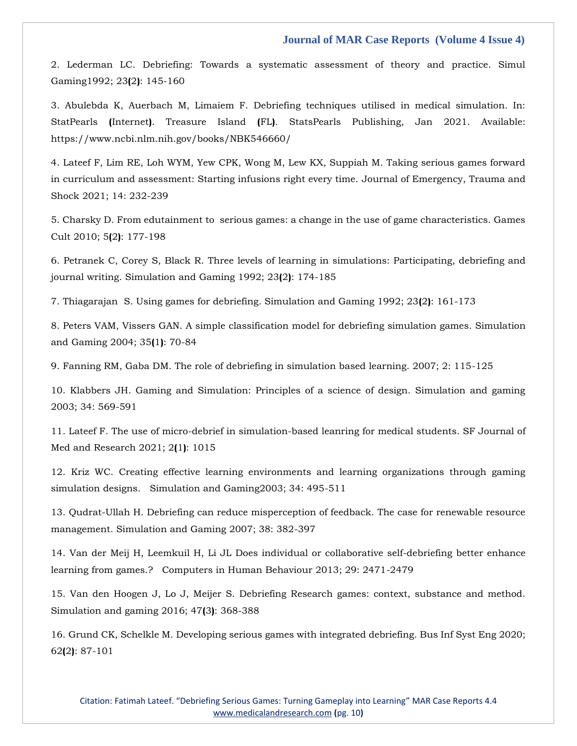2. Lederman LC. Debriefing: Towards a systematic assessment of theory and practice. Simul Gaming1992; 23(2): 145-160

3. Abulebda K, Auerbach M, Limaiem F. Debriefing techniques utilised in medical simulation. In: StatPearls (Internet). Treasure Island (FL). StatsPearls Publishing, Jan 2021. Available: https://www.ncbi.nlm.nih.gov/books/NBK546660/

4. Lateef F, Lim RE, Loh WYM, Yew CPK, Wong M, Lew KX, Suppiah M. Taking serious games forward in curriculum and assessment: Starting infusions right every time. Journal of Emergency, Trauma and Shock 2021; 14: 232-239

5. Charsky D. From edutainment to serious games: a change in the use of game characteristics. Games Cult 2010; 5(2): 177-198

6. Petranek C, Corey S, Black R. Three levels of learning in simulations: Participating, debriefing and journal writing. Simulation and Gaming 1992; 23(2): 174-185

7. Thiagarajan S. Using games for debriefing. Simulation and Gaming 1992; 23(2): 161-173

8. Peters VAM, Vissers GAN. A simple classification model for debriefing simulation games. Simulation and Gaming 2004; 35(1): 70-84

9. Fanning RM, Gaba DM. The role of debriefing in simulation based learning. 2007; 2: 115-125

10. Klabbers JH. Gaming and Simulation: Principles of a science of design. Simulation and gaming 2003; 34: 569-591

11. Lateef F. The use of micro-debrief in simulation-based leanring for medical students. SF Journal of Med and Research 2021; 2(1): 1015

12. Kriz WC. Creating effective learning environments and learning organizations through gaming simulation designs. Simulation and Gaming2003; 34: 495-511

13. Qudrat-Ullah H. Debriefing can reduce misperception of feedback. The case for renewable resource management. Simulation and Gaming 2007; 38: 382-397

14. Van der Meij H, Leemkuil H, Li JL Does individual or collaborative self-debriefing better enhance learning from games.? Computers in Human Behaviour 2013; 29: 2471-2479

15. Van den Hoogen J, Lo J, Meijer S. Debriefing Research games: context, substance and method. Simulation and gaming 2016; 47(3): 368-388

16. Grund CK, Schelkle M. Developing serious games with integrated debriefing. Bus Inf Syst Eng 2020; 62(2): 87-101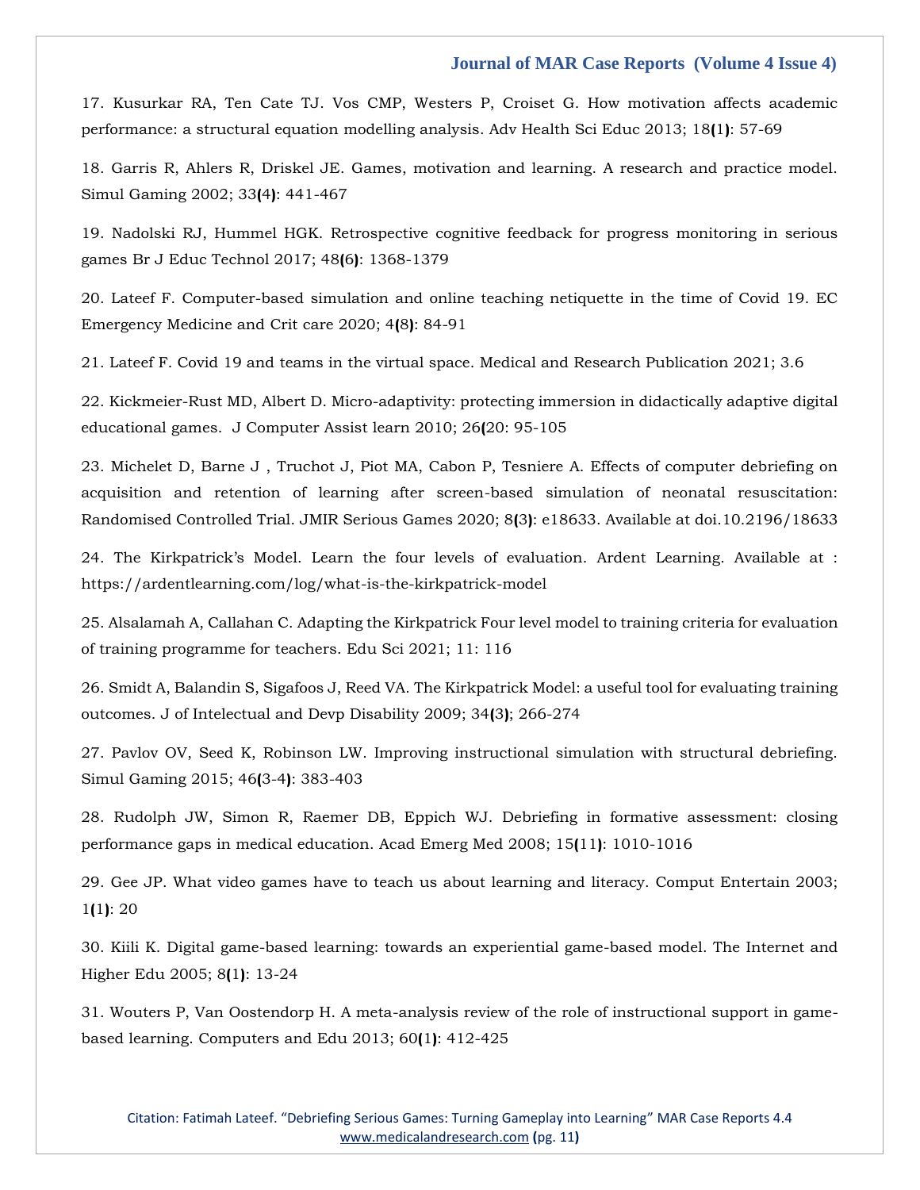17. Kusurkar RA, Ten Cate TJ. Vos CMP, Westers P, Croiset G. How motivation affects academic performance: a structural equation modelling analysis. Adv Health Sci Educ 2013; 18(1): 57-69

18. Garris R, Ahlers R, Driskel JE. Games, motivation and learning. A research and practice model. Simul Gaming 2002; 33(4): 441-467

19. Nadolski RJ, Hummel HGK. Retrospective cognitive feedback for progress monitoring in serious games Br J Educ Technol 2017; 48(6): 1368-1379

20. Lateef F. Computer-based simulation and online teaching netiquette in the time of Covid 19. EC Emergency Medicine and Crit care 2020; 4(8): 84-91

21. Lateef F. Covid 19 and teams in the virtual space. Medical and Research Publication 2021; 3.6

22. Kickmeier-Rust MD, Albert D. Micro-adaptivity: protecting immersion in didactically adaptive digital educational games. J Computer Assist learn 2010; 26(20: 95-105

23. Michelet D, Barne J , Truchot J, Piot MA, Cabon P, Tesniere A. Effects of computer debriefing on acquisition and retention of learning after screen-based simulation of neonatal resuscitation: Randomised Controlled Trial. JMIR Serious Games 2020; 8(3): e18633. Available at doi.10.2196/18633

24. The Kirkpatrick's Model. Learn the four levels of evaluation. Ardent Learning. Available at : https://ardentlearning.com/log/what-is-the-kirkpatrick-model

25. Alsalamah A, Callahan C. Adapting the Kirkpatrick Four level model to training criteria for evaluation of training programme for teachers. Edu Sci 2021; 11: 116

26. Smidt A, Balandin S, Sigafoos J, Reed VA. The Kirkpatrick Model: a useful tool for evaluating training outcomes. J of Intelectual and Devp Disability 2009; 34(3); 266-274

27. Pavlov OV, Seed K, Robinson LW. Improving instructional simulation with structural debriefing. Simul Gaming 2015; 46(3-4): 383-403

28. Rudolph JW, Simon R, Raemer DB, Eppich WJ. Debriefing in formative assessment: closing performance gaps in medical education. Acad Emerg Med 2008; 15(11): 1010-1016

29. Gee JP. What video games have to teach us about learning and literacy. Comput Entertain 2003; 1(1): 20

30. Kiili K. Digital game-based learning: towards an experiential game-based model. The Internet and Higher Edu 2005; 8(1): 13-24

31. Wouters P, Van Oostendorp H. A meta-analysis review of the role of instructional support in game-based learning. Computers and Edu 2013; 60(1): 412-425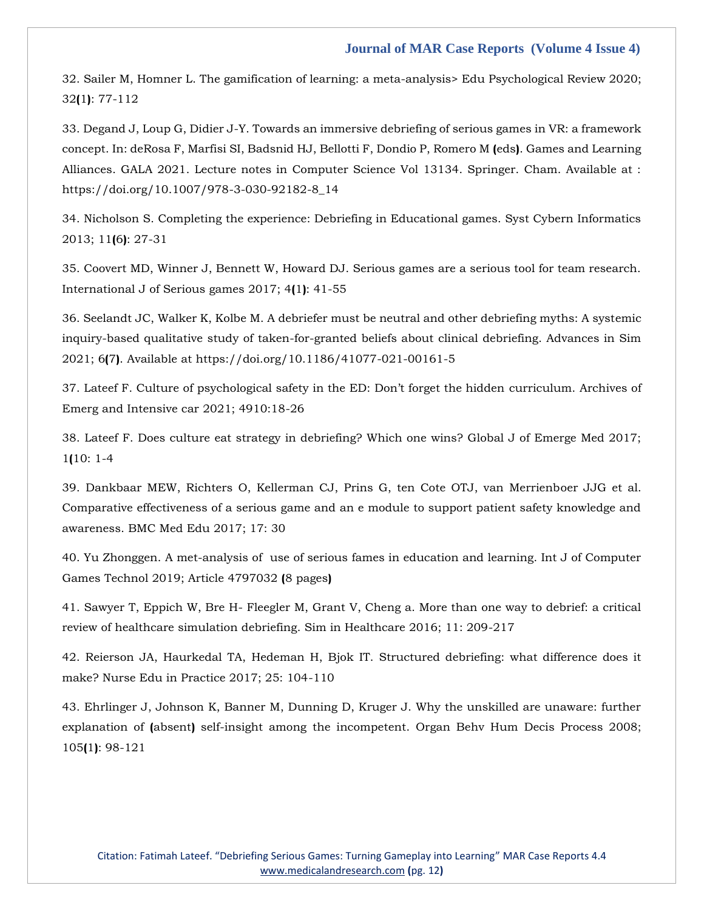32. Sailer M, Homner L. The gamification of learning: a meta-analysis> Edu Psychological Review 2020; 32(1): 77-112

33. Degand J, Loup G, Didier J-Y. Towards an immersive debriefing of serious games in VR: a framework concept. In: deRosa F, Marfisi SI, Badsnid HJ, Bellotti F, Dondio P, Romero M (eds). Games and Learning Alliances. GALA 2021. Lecture notes in Computer Science Vol 13134. Springer. Cham. Available at : https://doi.org/10.1007/978-3-030-92182-8_14

34. Nicholson S. Completing the experience: Debriefing in Educational games. Syst Cybern Informatics 2013; 11(6): 27-31

35. Coovert MD, Winner J, Bennett W, Howard DJ. Serious games are a serious tool for team research. International J of Serious games 2017; 4(1): 41-55

36. Seelandt JC, Walker K, Kolbe M. A debriefer must be neutral and other debriefing myths: A systemic inquiry-based qualitative study of taken-for-granted beliefs about clinical debriefing. Advances in Sim 2021; 6(7). Available at https://doi.org/10.1186/41077-021-00161-5

37. Lateef F. Culture of psychological safety in the ED: Don't forget the hidden curriculum. Archives of Emerg and Intensive car 2021; 4910:18-26

38. Lateef F. Does culture eat strategy in debriefing? Which one wins? Global J of Emerge Med 2017; 1(10: 1-4

39. Dankbaar MEW, Richters O, Kellerman CJ, Prins G, ten Cote OTJ, van Merrienboer JJG et al. Comparative effectiveness of a serious game and an e module to support patient safety knowledge and awareness. BMC Med Edu 2017; 17: 30

40. Yu Zhonggen. A met-analysis of use of serious fames in education and learning. Int J of Computer Games Technol 2019; Article 4797032 (8 pages)

41. Sawyer T, Eppich W, Bre H- Fleegler M, Grant V, Cheng a. More than one way to debrief: a critical review of healthcare simulation debriefing. Sim in Healthcare 2016; 11: 209-217

42. Reierson JA, Haurkedal TA, Hedeman H, Bjok IT. Structured debriefing: what difference does it make? Nurse Edu in Practice 2017; 25: 104-110

43. Ehrlinger J, Johnson K, Banner M, Dunning D, Kruger J. Why the unskilled are unaware: further explanation of (absent) self-insight among the incompetent. Organ Behv Hum Decis Process 2008; 105(1): 98-121